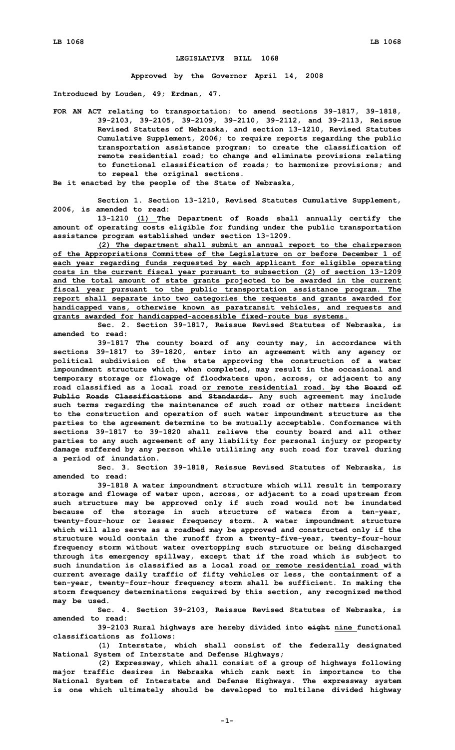# LEGISLATIVE BILL 1068

**Approved by the Governor April 14, 2008**

**Introduced by Louden, 49; Erdman, 47.**

**FOR AN ACT relating to transportation; to amend sections 39-1817, 39-1818, 39-2103, 39-2105, 39-2109, 39-2110, 39-2112, and 39-2113, Reissue Revised Statutes of Nebraska, and section 13-1210, Revised Statutes Cumulative Supplement, 2006; to require reports regarding the public transportation assistance program; to create the classification of remote residential road; to change and eliminate provisions relating to functional classification of roads; to harmonize provisions; and to repeal the original sections.**

**Be it enacted by the people of the State of Nebraska,**

**Section 1. Section 13-1210, Revised Statutes Cumulative Supplement, 2006, is amended to read:**

**13-1210 (1) The Department of Roads shall annually certify the amount of operating costs eligible for funding under the public transportation assistance program established under section 13-1209.**

**(2) The department shall submit an annual report to the chairperson of the Appropriations Committee of the Legislature on or before December 1 of each year regarding funds requested by each applicant for eligible operating costs in the current fiscal year pursuant to subsection (2) of section 13-1209 and the total amount of state grants projected to be awarded in the current fiscal year pursuant to the public transportation assistance program. The report shall separate into two categories the requests and grants awarded for handicapped vans, otherwise known as paratransit vehicles, and requests and grants awarded for handicapped-accessible fixed-route bus systems.**

**Sec. 2. Section 39-1817, Reissue Revised Statutes of Nebraska, is amended to read:**

**39-1817 The county board of any county may, in accordance with sections 39-1817 to 39-1820, enter into an agreement with any agency or political subdivision of the state approving the construction of a water impoundment structure which, when completed, may result in the occasional and temporary storage or flowage of floodwaters upon, across, or adjacent to any road classified as a local road or remote residential road. by the Board of Public Roads Classifications and Standards. Any such agreement may include such terms regarding the maintenance of such road or other matters incident to the construction and operation of such water impoundment structure as the parties to the agreement determine to be mutually acceptable. Conformance with sections 39-1817 to 39-1820 shall relieve the county board and all other parties to any such agreement of any liability for personal injury or property damage suffered by any person while utilizing any such road for travel during a period of inundation.**

**Sec. 3. Section 39-1818, Reissue Revised Statutes of Nebraska, is amended to read:**

**39-1818 A water impoundment structure which will result in temporary storage and flowage of water upon, across, or adjacent to a road upstream from such structure may be approved only if such road would not be inundated because of the storage in such structure of waters from a ten-year, twenty-four-hour or lesser frequency storm. A water impoundment structure which will also serve as a roadbed may be approved and constructed only if the structure would contain the runoff from a twenty-five-year, twenty-four-hour frequency storm without water overtopping such structure or being discharged through its emergency spillway, except that if the road which is subject to such inundation is classified as a local road or remote residential road with current average daily traffic of fifty vehicles or less, the containment of a ten-year, twenty-four-hour frequency storm shall be sufficient. In making the storm frequency determinations required by this section, any recognized method may be used.**

**Sec. 4. Section 39-2103, Reissue Revised Statutes of Nebraska, is amended to read:**

**39-2103 Rural highways are hereby divided into eight nine functional classifications as follows:**

**(1) Interstate, which shall consist of the federally designated National System of Interstate and Defense Highways;**

**(2) Expressway, which shall consist of a group of highways following major traffic desires in Nebraska which rank next in importance to the National System of Interstate and Defense Highways. The expressway system is one which ultimately should be developed to multilane divided highway**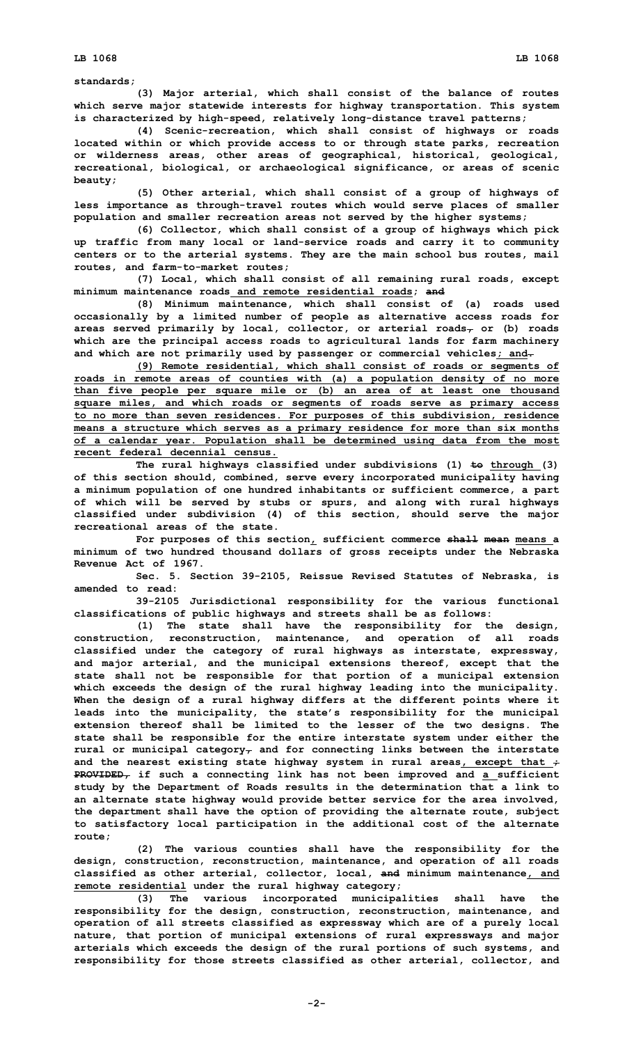standards;

(3) Major arterial, which shall consist of the balance of routes which serve major statewide interests for highway transportation. This system is characterized by high-speed, relatively long-distance travel patterns;

(4) Scenic-recreation, which shall consist of highways or roads located within or which provide access to or through state parks, recreation or wilderness areas, other areas of geographical, historical, geological, recreational, biological, or archaeological significance, or areas of scenic beauty;

(5) Other arterial, which shall consist of a group of highways of less importance as through-travel routes which would serve places of smaller population and smaller recreation areas not served by the higher systems;

(6) Collector, which shall consist of a group of highways which pick up traffic from many local or land-service roads and carry it to community centers or to the arterial systems. They are the main school bus routes, mail routes, and farm-to-market routes;

(7) Local, which shall consist of all remaining rural roads, except minimum maintenance roads and remote residential roads; ~~and~~

(8) Minimum maintenance, which shall consist of (a) roads used occasionally by a limited number of people as alternative access roads for areas served primarily by local, collector, or arterial roads~~,~~ or (b) roads which are the principal access roads to agricultural lands for farm machinery and which are not primarily used by passenger or commercial vehicles; and~~.~~

(9) Remote residential, which shall consist of roads or segments of roads in remote areas of counties with (a) a population density of no more than five people per square mile or (b) an area of at least one thousand square miles, and which roads or segments of roads serve as primary access to no more than seven residences. For purposes of this subdivision, residence means a structure which serves as a primary residence for more than six months of a calendar year. Population shall be determined using data from the most recent federal decennial census.

The rural highways classified under subdivisions (1) ~~to~~ through (3) of this section should, combined, serve every incorporated municipality having a minimum population of one hundred inhabitants or sufficient commerce, a part of which will be served by stubs or spurs, and along with rural highways classified under subdivision (4) of this section, should serve the major recreational areas of the state.

For purposes of this section, sufficient commerce ~~shall mean~~ means a minimum of two hundred thousand dollars of gross receipts under the Nebraska Revenue Act of 1967.

Sec. 5. Section 39-2105, Reissue Revised Statutes of Nebraska, is amended to read:

39-2105 Jurisdictional responsibility for the various functional classifications of public highways and streets shall be as follows:

(1) The state shall have the responsibility for the design, construction, reconstruction, maintenance, and operation of all roads classified under the category of rural highways as interstate, expressway, and major arterial, and the municipal extensions thereof, except that the state shall not be responsible for that portion of a municipal extension which exceeds the design of the rural highway leading into the municipality. When the design of a rural highway differs at the different points where it leads into the municipality, the state's responsibility for the municipal extension thereof shall be limited to the lesser of the two designs. The state shall be responsible for the entire interstate system under either the rural or municipal category~~,~~ and for connecting links between the interstate and the nearest existing state highway system in rural areas, except that ~~; PROVIDED,~~ if such a connecting link has not been improved and a sufficient study by the Department of Roads results in the determination that a link to an alternate state highway would provide better service for the area involved, the department shall have the option of providing the alternate route, subject to satisfactory local participation in the additional cost of the alternate route;

(2) The various counties shall have the responsibility for the design, construction, reconstruction, maintenance, and operation of all roads classified as other arterial, collector, local, ~~and~~ minimum maintenance, and remote residential under the rural highway category;

(3) The various incorporated municipalities shall have the responsibility for the design, construction, reconstruction, maintenance, and operation of all streets classified as expressway which are of a purely local nature, that portion of municipal extensions of rural expressways and major arterials which exceeds the design of the rural portions of such systems, and responsibility for those streets classified as other arterial, collector, and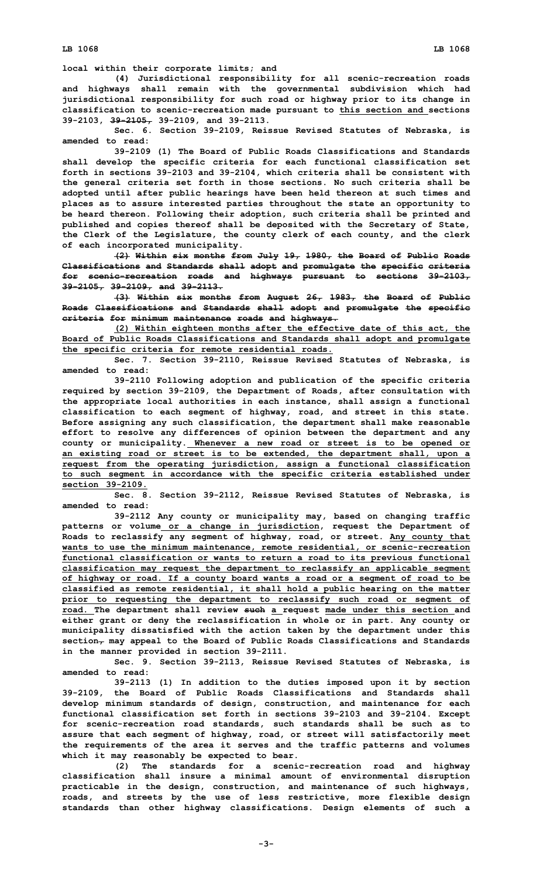local within their corporate limits; and

(4) Jurisdictional responsibility for all scenic-recreation roads and highways shall remain with the governmental subdivision which had jurisdictional responsibility for such road or highway prior to its change in classification to scenic-recreation made pursuant to this section and sections 39-2103, ~~39-2105,~~ 39-2109, and 39-2113.

Sec. 6. Section 39-2109, Reissue Revised Statutes of Nebraska, is amended to read:

39-2109 (1) The Board of Public Roads Classifications and Standards shall develop the specific criteria for each functional classification set forth in sections 39-2103 and 39-2104, which criteria shall be consistent with the general criteria set forth in those sections. No such criteria shall be adopted until after public hearings have been held thereon at such times and places as to assure interested parties throughout the state an opportunity to be heard thereon. Following their adoption, such criteria shall be printed and published and copies thereof shall be deposited with the Secretary of State, the Clerk of the Legislature, the county clerk of each county, and the clerk of each incorporated municipality.

~~(2) Within six months from July 19, 1980, the Board of Public Roads Classifications and Standards shall adopt and promulgate the specific criteria for scenic-recreation roads and highways pursuant to sections 39-2103, 39-2105, 39-2109, and 39-2113.~~

~~(3) Within six months from August 26, 1983, the Board of Public Roads Classifications and Standards shall adopt and promulgate the specific criteria for minimum maintenance roads and highways.~~

(2) Within eighteen months after the effective date of this act, the Board of Public Roads Classifications and Standards shall adopt and promulgate the specific criteria for remote residential roads.

Sec. 7. Section 39-2110, Reissue Revised Statutes of Nebraska, is amended to read:

39-2110 Following adoption and publication of the specific criteria required by section 39-2109, the Department of Roads, after consultation with the appropriate local authorities in each instance, shall assign a functional classification to each segment of highway, road, and street in this state. Before assigning any such classification, the department shall make reasonable effort to resolve any differences of opinion between the department and any county or municipality. Whenever a new road or street is to be opened or an existing road or street is to be extended, the department shall, upon a request from the operating jurisdiction, assign a functional classification to such segment in accordance with the specific criteria established under section 39-2109.

Sec. 8. Section 39-2112, Reissue Revised Statutes of Nebraska, is amended to read:

39-2112 Any county or municipality may, based on changing traffic patterns or volume or a change in jurisdiction, request the Department of Roads to reclassify any segment of highway, road, or street. Any county that wants to use the minimum maintenance, remote residential, or scenic-recreation functional classification or wants to return a road to its previous functional classification may request the department to reclassify an applicable segment of highway or road. If a county board wants a road or a segment of road to be classified as remote residential, it shall hold a public hearing on the matter prior to requesting the department to reclassify such road or segment of road. The department shall review ~~such~~ a request made under this section and either grant or deny the reclassification in whole or in part. Any county or municipality dissatisfied with the action taken by the department under this section~~,~~ may appeal to the Board of Public Roads Classifications and Standards in the manner provided in section 39-2111.

Sec. 9. Section 39-2113, Reissue Revised Statutes of Nebraska, is amended to read:

39-2113 (1) In addition to the duties imposed upon it by section 39-2109, the Board of Public Roads Classifications and Standards shall develop minimum standards of design, construction, and maintenance for each functional classification set forth in sections 39-2103 and 39-2104. Except for scenic-recreation road standards, such standards shall be such as to assure that each segment of highway, road, or street will satisfactorily meet the requirements of the area it serves and the traffic patterns and volumes which it may reasonably be expected to bear.

(2) The standards for a scenic-recreation road and highway classification shall insure a minimal amount of environmental disruption practicable in the design, construction, and maintenance of such highways, roads, and streets by the use of less restrictive, more flexible design standards than other highway classifications. Design elements of such a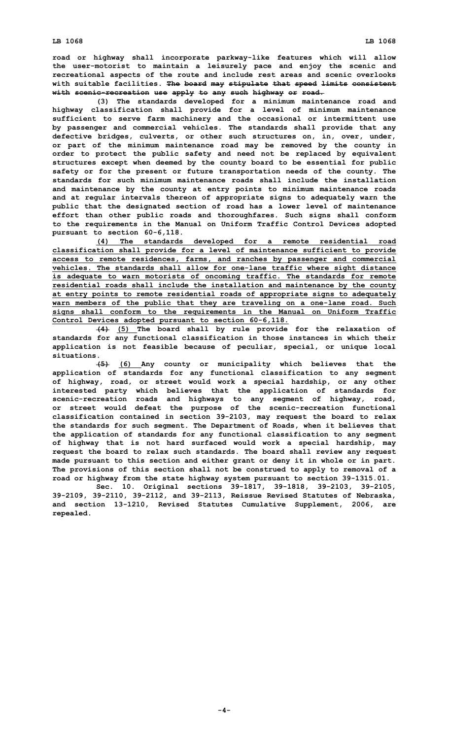**road or highway shall incorporate parkway-like features which will allow the user-motorist to maintain a leisurely pace and enjoy the scenic and recreational aspects of the route and include rest areas and scenic overlooks with suitable facilities. ~~The board may stipulate that speed limits consistent with scenic-recreation use apply to any such highway or road.~~**

**(3) The standards developed for a minimum maintenance road and highway classification shall provide for a level of minimum maintenance sufficient to serve farm machinery and the occasional or intermittent use by passenger and commercial vehicles. The standards shall provide that any defective bridges, culverts, or other such structures on, in, over, under, or part of the minimum maintenance road may be removed by the county in order to protect the public safety and need not be replaced by equivalent structures except when deemed by the county board to be essential for public safety or for the present or future transportation needs of the county. The standards for such minimum maintenance roads shall include the installation and maintenance by the county at entry points to minimum maintenance roads and at regular intervals thereon of appropriate signs to adequately warn the public that the designated section of road has a lower level of maintenance effort than other public roads and thoroughfares. Such signs shall conform to the requirements in the Manual on Uniform Traffic Control Devices adopted pursuant to section 60-6,118.**

**<u>(4) The standards developed for a remote residential road classification shall provide for a level of maintenance sufficient to provide access to remote residences, farms, and ranches by passenger and commercial vehicles. The standards shall allow for one-lane traffic where sight distance is adequate to warn motorists of oncoming traffic. The standards for remote residential roads shall include the installation and maintenance by the county at entry points to remote residential roads of appropriate signs to adequately warn members of the public that they are traveling on a one-lane road. Such signs shall conform to the requirements in the Manual on Uniform Traffic Control Devices adopted pursuant to section 60-6,118.</u>**

**~~(4)~~ <u>(5)</u> The board shall by rule provide for the relaxation of standards for any functional classification in those instances in which their application is not feasible because of peculiar, special, or unique local situations.**

**~~(5)~~ <u>(6)</u> Any county or municipality which believes that the application of standards for any functional classification to any segment of highway, road, or street would work a special hardship, or any other interested party which believes that the application of standards for scenic-recreation roads and highways to any segment of highway, road, or street would defeat the purpose of the scenic-recreation functional classification contained in section 39-2103, may request the board to relax the standards for such segment. The Department of Roads, when it believes that the application of standards for any functional classification to any segment of highway that is not hard surfaced would work a special hardship, may request the board to relax such standards. The board shall review any request made pursuant to this section and either grant or deny it in whole or in part. The provisions of this section shall not be construed to apply to removal of a road or highway from the state highway system pursuant to section 39-1315.01.**

**Sec. 10. Original sections 39-1817, 39-1818, 39-2103, 39-2105, 39-2109, 39-2110, 39-2112, and 39-2113, Reissue Revised Statutes of Nebraska, and section 13-1210, Revised Statutes Cumulative Supplement, 2006, are repealed.**